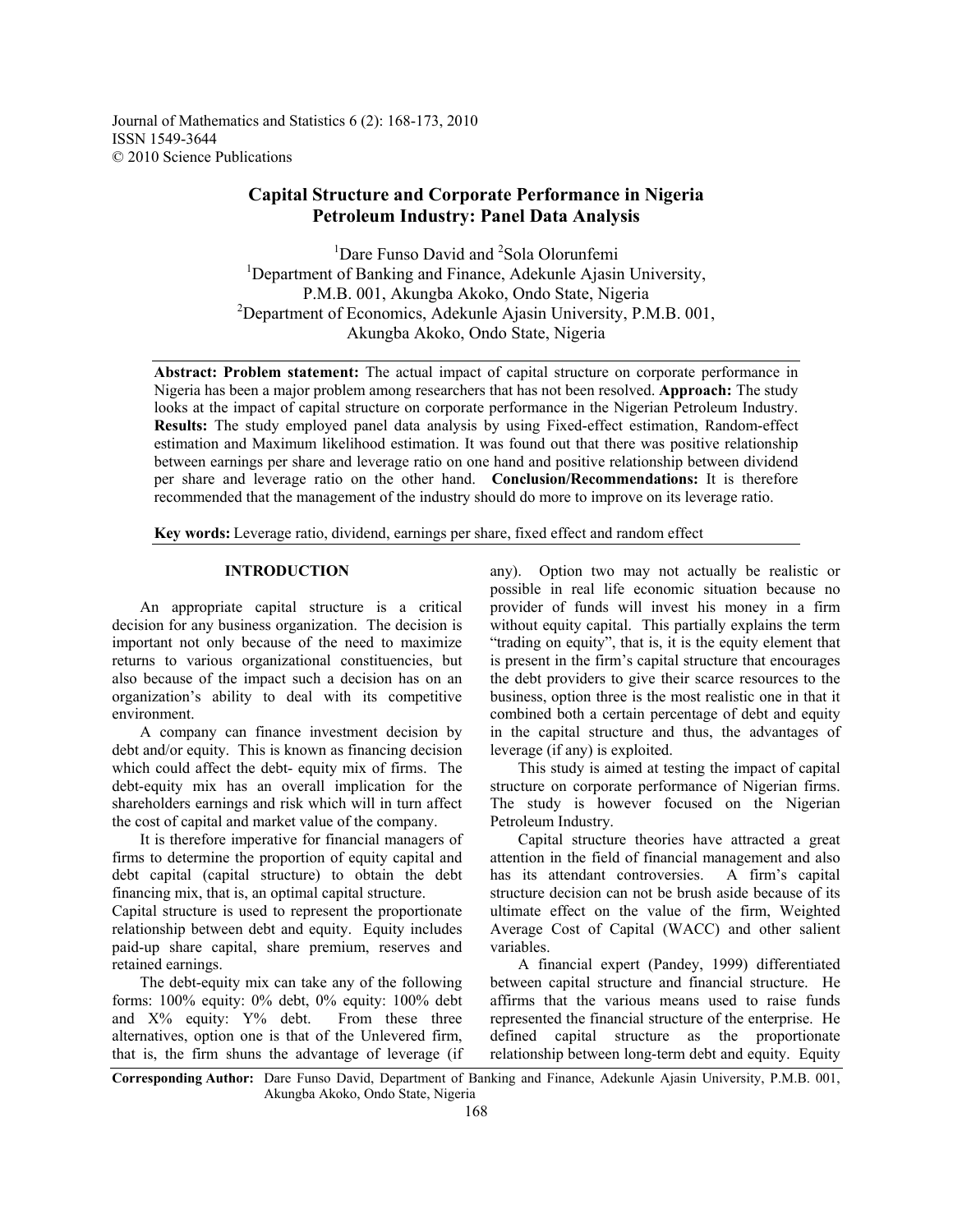# Capital Structure and Corporate Performance in Nigeria Petroleum Industry: Panel Data Analysis

[1]Dare Funso David and [2]Sola Olorunfemi

[1]Department of Banking and Finance, Adekunle Ajasin University, P.M.B. 001, Akungba Akoko, Ondo State, Nigeria

[2]Department of Economics, Adekunle Ajasin University, P.M.B. 001, Akungba Akoko, Ondo State, Nigeria

**Abstract: Problem statement:** The actual impact of capital structure on corporate performance in Nigeria has been a major problem among researchers that has not been resolved. **Approach:** The study looks at the impact of capital structure on corporate performance in the Nigerian Petroleum Industry. **Results:** The study employed panel data analysis by using Fixed-effect estimation, Random-effect estimation and Maximum likelihood estimation. It was found out that there was positive relationship between earnings per share and leverage ratio on one hand and positive relationship between dividend per share and leverage ratio on the other hand. **Conclusion/Recommendations:** It is therefore recommended that the management of the industry should do more to improve on its leverage ratio.

**Key words:** Leverage ratio, dividend, earnings per share, fixed effect and random effect

## INTRODUCTION

An appropriate capital structure is a critical decision for any business organization. The decision is important not only because of the need to maximize returns to various organizational constituencies, but also because of the impact such a decision has on an organization's ability to deal with its competitive environment.

A company can finance investment decision by debt and/or equity. This is known as financing decision which could affect the debt- equity mix of firms. The debt-equity mix has an overall implication for the shareholders earnings and risk which will in turn affect the cost of capital and market value of the company.

It is therefore imperative for financial managers of firms to determine the proportion of equity capital and debt capital (capital structure) to obtain the debt financing mix, that is, an optimal capital structure. Capital structure is used to represent the proportionate relationship between debt and equity. Equity includes paid-up share capital, share premium, reserves and retained earnings.

The debt-equity mix can take any of the following forms: 100% equity: 0% debt, 0% equity: 100% debt and X% equity: Y% debt. From these three alternatives, option one is that of the Unlevered firm, that is, the firm shuns the advantage of leverage (if any). Option two may not actually be realistic or possible in real life economic situation because no provider of funds will invest his money in a firm without equity capital. This partially explains the term "trading on equity", that is, it is the equity element that is present in the firm's capital structure that encourages the debt providers to give their scarce resources to the business, option three is the most realistic one in that it combined both a certain percentage of debt and equity in the capital structure and thus, the advantages of leverage (if any) is exploited.

This study is aimed at testing the impact of capital structure on corporate performance of Nigerian firms. The study is however focused on the Nigerian Petroleum Industry.

Capital structure theories have attracted a great attention in the field of financial management and also has its attendant controversies. A firm's capital structure decision can not be brush aside because of its ultimate effect on the value of the firm, Weighted Average Cost of Capital (WACC) and other salient variables.

A financial expert (Pandey, 1999) differentiated between capital structure and financial structure. He affirms that the various means used to raise funds represented the financial structure of the enterprise. He defined capital structure as the proportionate relationship between long-term debt and equity. Equity

**Corresponding Author:** Dare Funso David, Department of Banking and Finance, Adekunle Ajasin University, P.M.B. 001, Akungba Akoko, Ondo State, Nigeria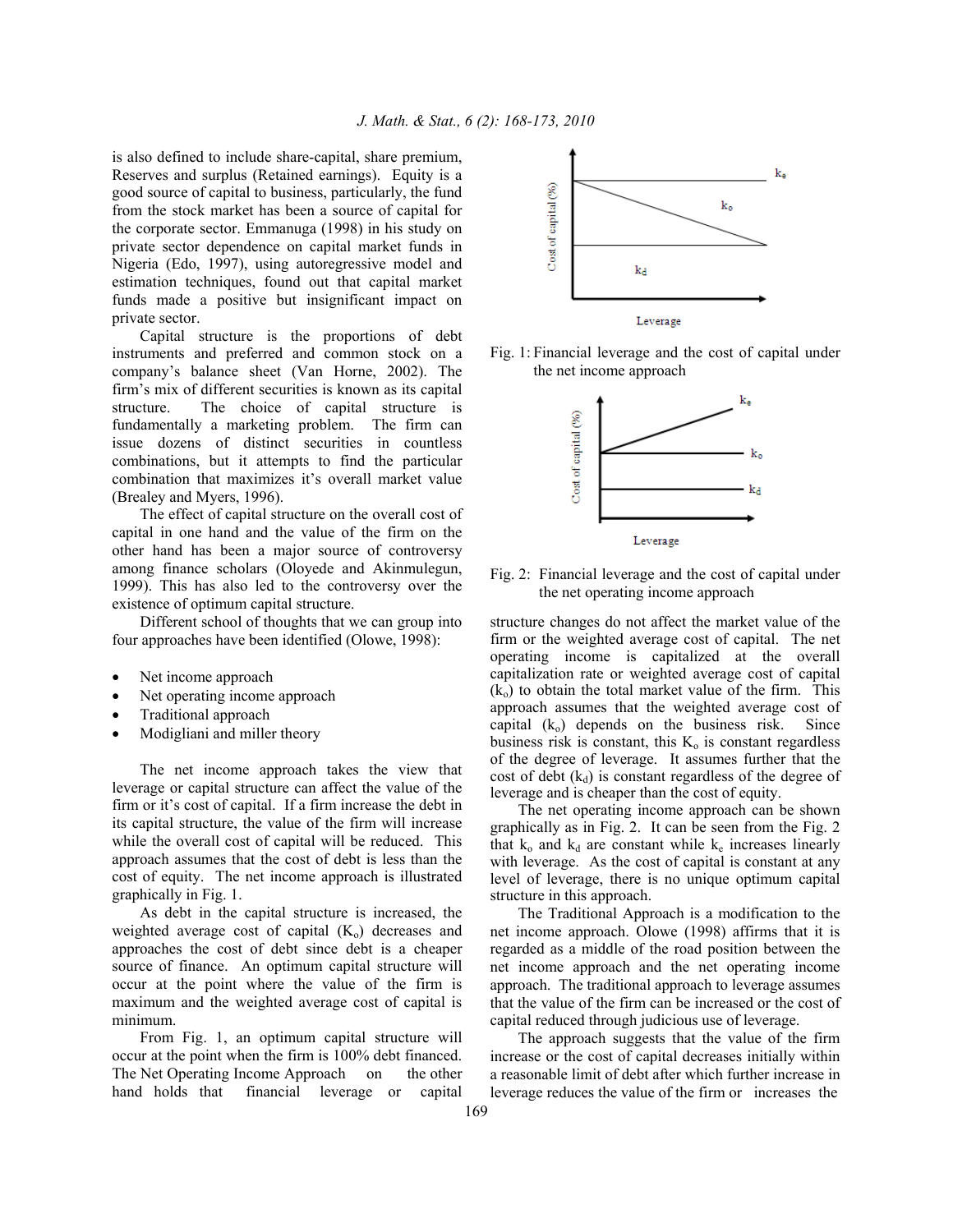is also defined to include share-capital, share premium, Reserves and surplus (Retained earnings). Equity is a good source of capital to business, particularly, the fund from the stock market has been a source of capital for the corporate sector. Emmanuga (1998) in his study on private sector dependence on capital market funds in Nigeria (Edo, 1997), using autoregressive model and estimation techniques, found out that capital market funds made a positive but insignificant impact on private sector.

Capital structure is the proportions of debt instruments and preferred and common stock on a company's balance sheet (Van Horne, 2002). The firm's mix of different securities is known as its capital structure. The choice of capital structure is fundamentally a marketing problem. The firm can issue dozens of distinct securities in countless combinations, but it attempts to find the particular combination that maximizes it's overall market value (Brealey and Myers, 1996).

The effect of capital structure on the overall cost of capital in one hand and the value of the firm on the other hand has been a major source of controversy among finance scholars (Oloyede and Akinmulegun, 1999). This has also led to the controversy over the existence of optimum capital structure.

Different school of thoughts that we can group into four approaches have been identified (Olowe, 1998):

- Net income approach
- Net operating income approach
- Traditional approach
- Modigliani and miller theory

The net income approach takes the view that leverage or capital structure can affect the value of the firm or it's cost of capital. If a firm increase the debt in its capital structure, the value of the firm will increase while the overall cost of capital will be reduced. This approach assumes that the cost of debt is less than the cost of equity. The net income approach is illustrated graphically in Fig. 1.

As debt in the capital structure is increased, the weighted average cost of capital ($K_o$) decreases and approaches the cost of debt since debt is a cheaper source of finance. An optimum capital structure will occur at the point where the value of the firm is maximum and the weighted average cost of capital is minimum.

From Fig. 1, an optimum capital structure will occur at the point when the firm is 100% debt financed. The Net Operating Income Approach on the other hand holds that financial leverage or capital structure changes do not affect the market value of the firm or the weighted average cost of capital. The net operating income is capitalized at the overall capitalization rate or weighted average cost of capital ($k_o$) to obtain the total market value of the firm. This approach assumes that the weighted average cost of capital ($k_o$) depends on the business risk. Since business risk is constant, this $K_o$ is constant regardless of the degree of leverage. It assumes further that the cost of debt ($k_d$) is constant regardless of the degree of leverage and is cheaper than the cost of equity.

Cost of capital (%)

$k_e$

$k_o$

$k_d$

Leverage

Fig. 1: Financial leverage and the cost of capital under the net income approach

Cost of capital (%)

$k_e$

$k_o$

$k_d$

Leverage

Fig. 2: Financial leverage and the cost of capital under the net operating income approach

The net operating income approach can be shown graphically as in Fig. 2. It can be seen from the Fig. 2 that $k_o$ and $k_d$ are constant while $k_e$ increases linearly with leverage. As the cost of capital is constant at any level of leverage, there is no unique optimum capital structure in this approach.

The Traditional Approach is a modification to the net income approach. Olowe (1998) affirms that it is regarded as a middle of the road position between the net income approach and the net operating income approach. The traditional approach to leverage assumes that the value of the firm can be increased or the cost of capital reduced through judicious use of leverage.

The approach suggests that the value of the firm increase or the cost of capital decreases initially within a reasonable limit of debt after which further increase in leverage reduces the value of the firm or increases the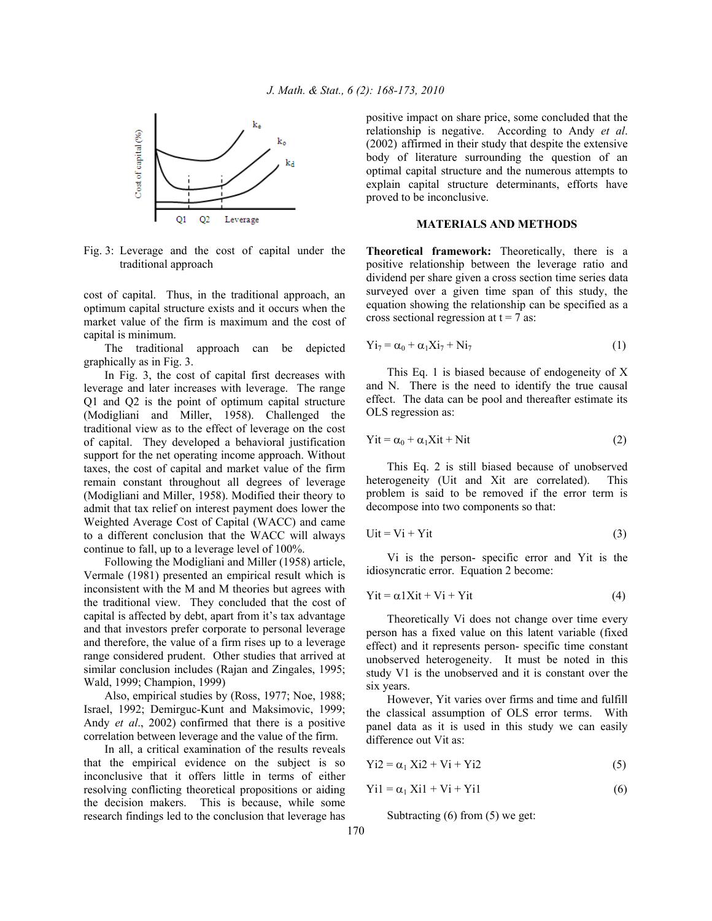$k_e$

$k_o$

$k_d$

Cost of capital (%)

Q1 Q2 Leverage

Fig. 3: Leverage and the cost of capital under the traditional approach

cost of capital. Thus, in the traditional approach, an optimum capital structure exists and it occurs when the market value of the firm is maximum and the cost of capital is minimum.

The traditional approach can be depicted graphically as in Fig. 3.

In Fig. 3, the cost of capital first decreases with leverage and later increases with leverage. The range Q1 and Q2 is the point of optimum capital structure (Modigliani and Miller, 1958). Challenged the traditional view as to the effect of leverage on the cost of capital. They developed a behavioral justification support for the net operating income approach. Without taxes, the cost of capital and market value of the firm remain constant throughout all degrees of leverage (Modigliani and Miller, 1958). Modified their theory to admit that tax relief on interest payment does lower the Weighted Average Cost of Capital (WACC) and came to a different conclusion that the WACC will always continue to fall, up to a leverage level of 100%.

Following the Modigliani and Miller (1958) article, Vermale (1981) presented an empirical result which is inconsistent with the M and M theories but agrees with the traditional view. They concluded that the cost of capital is affected by debt, apart from it's tax advantage and that investors prefer corporate to personal leverage and therefore, the value of a firm rises up to a leverage range considered prudent. Other studies that arrived at similar conclusion includes (Rajan and Zingales, 1995; Wald, 1999; Champion, 1999)

Also, empirical studies by (Ross, 1977; Noe, 1988; Israel, 1992; Demirguc-Kunt and Maksimovic, 1999; Andy *et al*., 2002) confirmed that there is a positive correlation between leverage and the value of the firm.

In all, a critical examination of the results reveals that the empirical evidence on the subject is so inconclusive that it offers little in terms of either resolving conflicting theoretical propositions or aiding the decision makers. This is because, while some research findings led to the conclusion that leverage has positive impact on share price, some concluded that the relationship is negative. According to Andy *et al*. (2002) affirmed in their study that despite the extensive body of literature surrounding the question of an optimal capital structure and the numerous attempts to explain capital structure determinants, efforts have proved to be inconclusive.

## MATERIALS AND METHODS

**Theoretical framework:** Theoretically, there is a positive relationship between the leverage ratio and dividend per share given a cross section time series data surveyed over a given time span of this study, the equation showing the relationship can be specified as a cross sectional regression at t = 7 as:

$$Yi_7 = \alpha_0 + \alpha_1 Xi_7 + Ni_7 \quad (1)$$

This Eq. 1 is biased because of endogeneity of X and N. There is the need to identify the true causal effect. The data can be pool and thereafter estimate its OLS regression as:

$$Yit = \alpha_0 + \alpha_1 Xit + Nit \quad (2)$$

This Eq. 2 is still biased because of unobserved heterogeneity (Uit and Xit are correlated). This problem is said to be removed if the error term is decompose into two components so that:

$$Uit = Vi + Yit \quad (3)$$

Vi is the person- specific error and Yit is the idiosyncratic error. Equation 2 become:

$$Yit = \alpha 1Xit + Vi + Yit \quad (4)$$

Theoretically Vi does not change over time every person has a fixed value on this latent variable (fixed effect) and it represents person- specific time constant unobserved heterogeneity. It must be noted in this study V1 is the unobserved and it is constant over the six years.

However, Yit varies over firms and time and fulfill the classical assumption of OLS error terms. With panel data as it is used in this study we can easily difference out Vit as:

$$Yi2 = \alpha_1 Xi2 + Vi + Yi2 \quad (5)$$

$$Yi1 = \alpha_1 Xi1 + Vi + Yi1 \quad (6)$$

Subtracting (6) from (5) we get: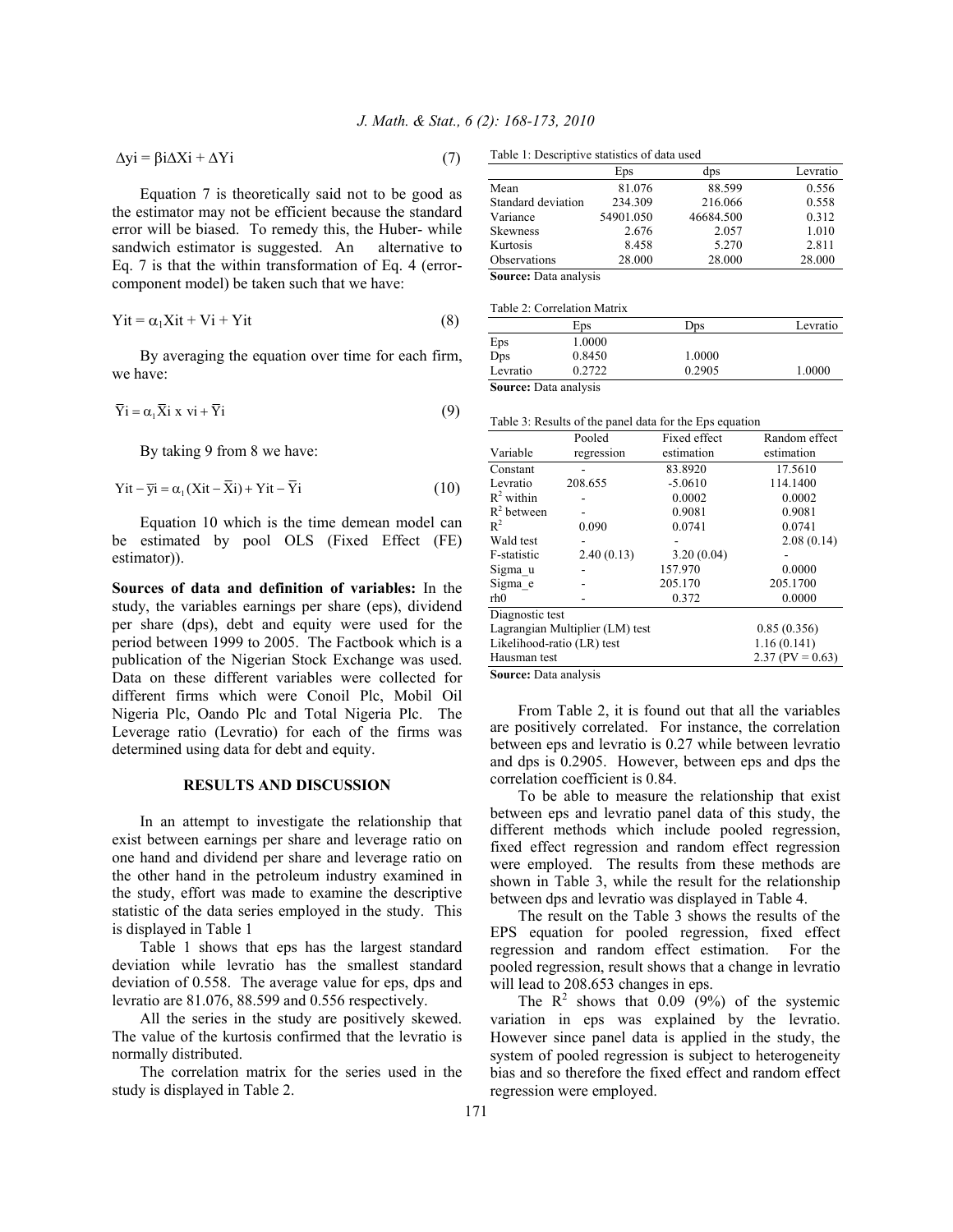$$\Delta yi = \beta i \Delta Xi + \Delta Yi \tag{7}$$

Equation 7 is theoretically said not to be good as the estimator may not be efficient because the standard error will be biased. To remedy this, the Huber- while sandwich estimator is suggested. An alternative to Eq. 7 is that the within transformation of Eq. 4 (error-component model) be taken such that we have:

$$Yit = \alpha_1 Xit + Vi + Yit \tag{8}$$

By averaging the equation over time for each firm, we have:

$$\overline{Y}i = \alpha_1 \overline{X}i \times vi + \overline{Y}i \tag{9}$$

By taking 9 from 8 we have:

$$Yit - \overline{y}i = \alpha_1 (Xit - \overline{X}i) + Yit - \overline{Y}i \tag{10}$$

Equation 10 which is the time demean model can be estimated by pool OLS (Fixed Effect (FE) estimator)).

**Sources of data and definition of variables:** In the study, the variables earnings per share (eps), dividend per share (dps), debt and equity were used for the period between 1999 to 2005. The Factbook which is a publication of the Nigerian Stock Exchange was used. Data on these different variables were collected for different firms which were Conoil Plc, Mobil Oil Nigeria Plc, Oando Plc and Total Nigeria Plc. The Leverage ratio (Levratio) for each of the firms was determined using data for debt and equity.

## RESULTS AND DISCUSSION

In an attempt to investigate the relationship that exist between earnings per share and leverage ratio on one hand and dividend per share and leverage ratio on the other hand in the petroleum industry examined in the study, effort was made to examine the descriptive statistic of the data series employed in the study. This is displayed in Table 1

Table 1 shows that eps has the largest standard deviation while levratio has the smallest standard deviation of 0.558. The average value for eps, dps and levratio are 81.076, 88.599 and 0.556 respectively.

All the series in the study are positively skewed. The value of the kurtosis confirmed that the levratio is normally distributed.

The correlation matrix for the series used in the study is displayed in Table 2.

Table 1: Descriptive statistics of data used

| | Eps | dps | Levratio |
|---|---|---|---|
| Mean | 81.076 | 88.599 | 0.556 |
| Standard deviation | 234.309 | 216.066 | 0.558 |
| Variance | 54901.050 | 46684.500 | 0.312 |
| Skewness | 2.676 | 2.057 | 1.010 |
| Kurtosis | 8.458 | 5.270 | 2.811 |
| Observations | 28.000 | 28.000 | 28.000 |

**Source:** Data analysis

Table 2: Correlation Matrix

| | Eps | Dps | Levratio |
|---|---|---|---|
| Eps | 1.0000 | | |
| Dps | 0.8450 | 1.0000 | |
| Levratio | 0.2722 | 0.2905 | 1.0000 |

**Source:** Data analysis

Table 3: Results of the panel data for the Eps equation

| Variable | Pooled regression | Fixed effect estimation | Random effect estimation |
|---|---|---|---|
| Constant | - | 83.8920 | 17.5610 |
| Levratio | 208.655 | -5.0610 | 114.1400 |
| $R^2$ within | - | 0.0002 | 0.0002 |
| $R^2$ between | - | 0.9081 | 0.9081 |
| $R^2$ | 0.090 | 0.0741 | 0.0741 |
| Wald test | - | - | 2.08 (0.14) |
| F-statistic | 2.40 (0.13) | 3.20 (0.04) | - |
| Sigma_u | - | 157.970 | 0.0000 |
| Sigma_e | - | 205.170 | 205.1700 |
| rh0 | - | 0.372 | 0.0000 |
| Diagnostic test | | | |
| Lagrangian Multiplier (LM) test | | | 0.85 (0.356) |
| Likelihood-ratio (LR) test | | | 1.16 (0.141) |
| Hausman test | | | 2.37 (PV = 0.63) |

**Source:** Data analysis

From Table 2, it is found out that all the variables are positively correlated. For instance, the correlation between eps and levratio is 0.27 while between levratio and dps is 0.2905. However, between eps and dps the correlation coefficient is 0.84.

To be able to measure the relationship that exist between eps and levratio panel data of this study, the different methods which include pooled regression, fixed effect regression and random effect regression were employed. The results from these methods are shown in Table 3, while the result for the relationship between dps and levratio was displayed in Table 4.

The result on the Table 3 shows the results of the EPS equation for pooled regression, fixed effect regression and random effect estimation. For the pooled regression, result shows that a change in levratio will lead to 208.653 changes in eps.

The $R^2$ shows that 0.09 (9%) of the systemic variation in eps was explained by the levratio. However since panel data is applied in the study, the system of pooled regression is subject to heterogeneity bias and so therefore the fixed effect and random effect regression were employed.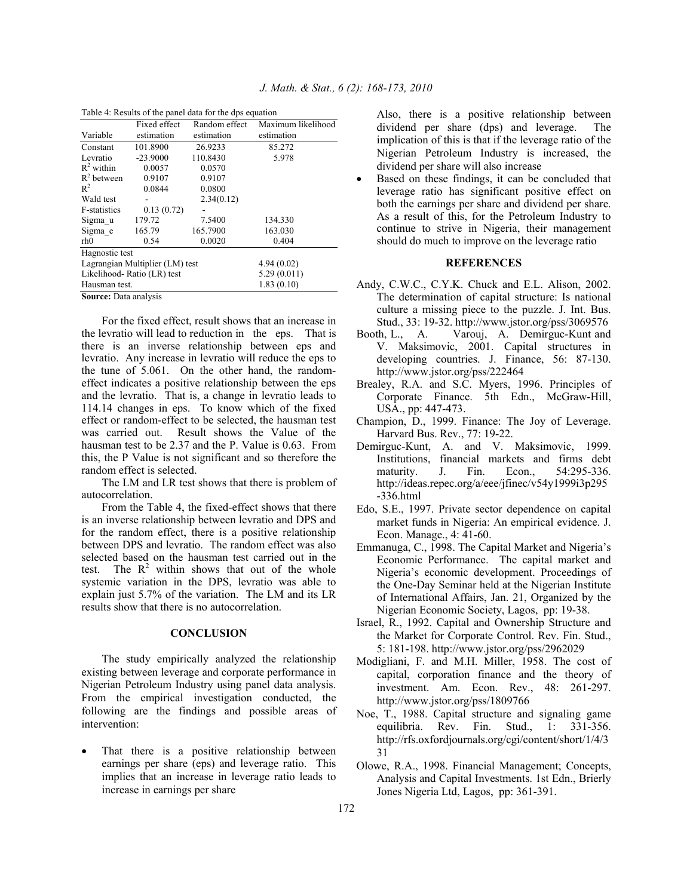Table 4: Results of the panel data for the dps equation

| Variable | Fixed effect estimation | Random effect estimation | Maximum likelihood estimation |
|---|---|---|---|
| Constant | 101.8900 | 26.9233 | 85.272 |
| Levratio | -23.9000 | 110.8430 | 5.978 |
| $R^2$ within | 0.0057 | 0.0570 | |
| $R^2$ between | 0.9107 | 0.9107 | |
| $R^2$ | 0.0844 | 0.0800 | |
| Wald test | - | 2.34(0.12) | |
| F-statistics | 0.13 (0.72) | - | |
| Sigma_u | 179.72 | 7.5400 | 134.330 |
| Sigma_e | 165.79 | 165.7900 | 163.030 |
| rh0 | 0.54 | 0.0020 | 0.404 |
| Hagnostic test | | | |
| Lagrangian Multiplier (LM) test | | | 4.94 (0.02) |
| Likelihood- Ratio (LR) test | | | 5.29 (0.011) |
| Hausman test. | | | 1.83 (0.10) |

**Source:** Data analysis

For the fixed effect, result shows that an increase in the levratio will lead to reduction in the eps. That is there is an inverse relationship between eps and levratio. Any increase in levratio will reduce the eps to the tune of 5.061. On the other hand, the random-effect indicates a positive relationship between the eps and the levratio. That is, a change in levratio leads to 114.14 changes in eps. To know which of the fixed effect or random-effect to be selected, the hausman test was carried out. Result shows the Value of the hausman test to be 2.37 and the P. Value is 0.63. From this, the P Value is not significant and so therefore the random effect is selected.

The LM and LR test shows that there is problem of autocorrelation.

From the Table 4, the fixed-effect shows that there is an inverse relationship between levratio and DPS and for the random effect, there is a positive relationship between DPS and levratio. The random effect was also selected based on the hausman test carried out in the test. The $R^2$ within shows that out of the whole systemic variation in the DPS, levratio was able to explain just 5.7% of the variation. The LM and its LR results show that there is no autocorrelation.

## CONCLUSION

The study empirically analyzed the relationship existing between leverage and corporate performance in Nigerian Petroleum Industry using panel data analysis. From the empirical investigation conducted, the following are the findings and possible areas of intervention:

- That there is a positive relationship between earnings per share (eps) and leverage ratio. This implies that an increase in leverage ratio leads to increase in earnings per share

  Also, there is a positive relationship between dividend per share (dps) and leverage. The implication of this is that if the leverage ratio of the Nigerian Petroleum Industry is increased, the dividend per share will also increase
- Based on these findings, it can be concluded that leverage ratio has significant positive effect on both the earnings per share and dividend per share. As a result of this, for the Petroleum Industry to continue to strive in Nigeria, their management should do much to improve on the leverage ratio

## REFERENCES

Andy, C.W.C., C.Y.K. Chuck and E.L. Alison, 2002. The determination of capital structure: Is national culture a missing piece to the puzzle. J. Int. Bus. Stud., 33: 19-32. http://www.jstor.org/pss/3069576

Booth, L., A. Varouj, A. Demirguc-Kunt and V. Maksimovic, 2001. Capital structures in developing countries. J. Finance, 56: 87-130. http://www.jstor.org/pss/222464

Brealey, R.A. and S.C. Myers, 1996. Principles of Corporate Finance. 5th Edn., McGraw-Hill, USA., pp: 447-473.

Champion, D., 1999. Finance: The Joy of Leverage. Harvard Bus. Rev., 77: 19-22.

Demirguc-Kunt, A. and V. Maksimovic, 1999. Institutions, financial markets and firms debt maturity. J. Fin. Econ., 54:295-336. http://ideas.repec.org/a/eee/jfinec/v54y1999i3p295-336.html

Edo, S.E., 1997. Private sector dependence on capital market funds in Nigeria: An empirical evidence. J. Econ. Manage., 4: 41-60.

Emmanuga, C., 1998. The Capital Market and Nigeria's Economic Performance. The capital market and Nigeria's economic development. Proceedings of the One-Day Seminar held at the Nigerian Institute of International Affairs, Jan. 21, Organized by the Nigerian Economic Society, Lagos, pp: 19-38.

Israel, R., 1992. Capital and Ownership Structure and the Market for Corporate Control. Rev. Fin. Stud., 5: 181-198. http://www.jstor.org/pss/2962029

Modigliani, F. and M.H. Miller, 1958. The cost of capital, corporation finance and the theory of investment. Am. Econ. Rev., 48: 261-297. http://www.jstor.org/pss/1809766

Noe, T., 1988. Capital structure and signaling game equilibria. Rev. Fin. Stud., 1: 331-356. http://rfs.oxfordjournals.org/cgi/content/short/1/4/331

Olowe, R.A., 1998. Financial Management; Concepts, Analysis and Capital Investments. 1st Edn., Brierly Jones Nigeria Ltd, Lagos, pp: 361-391.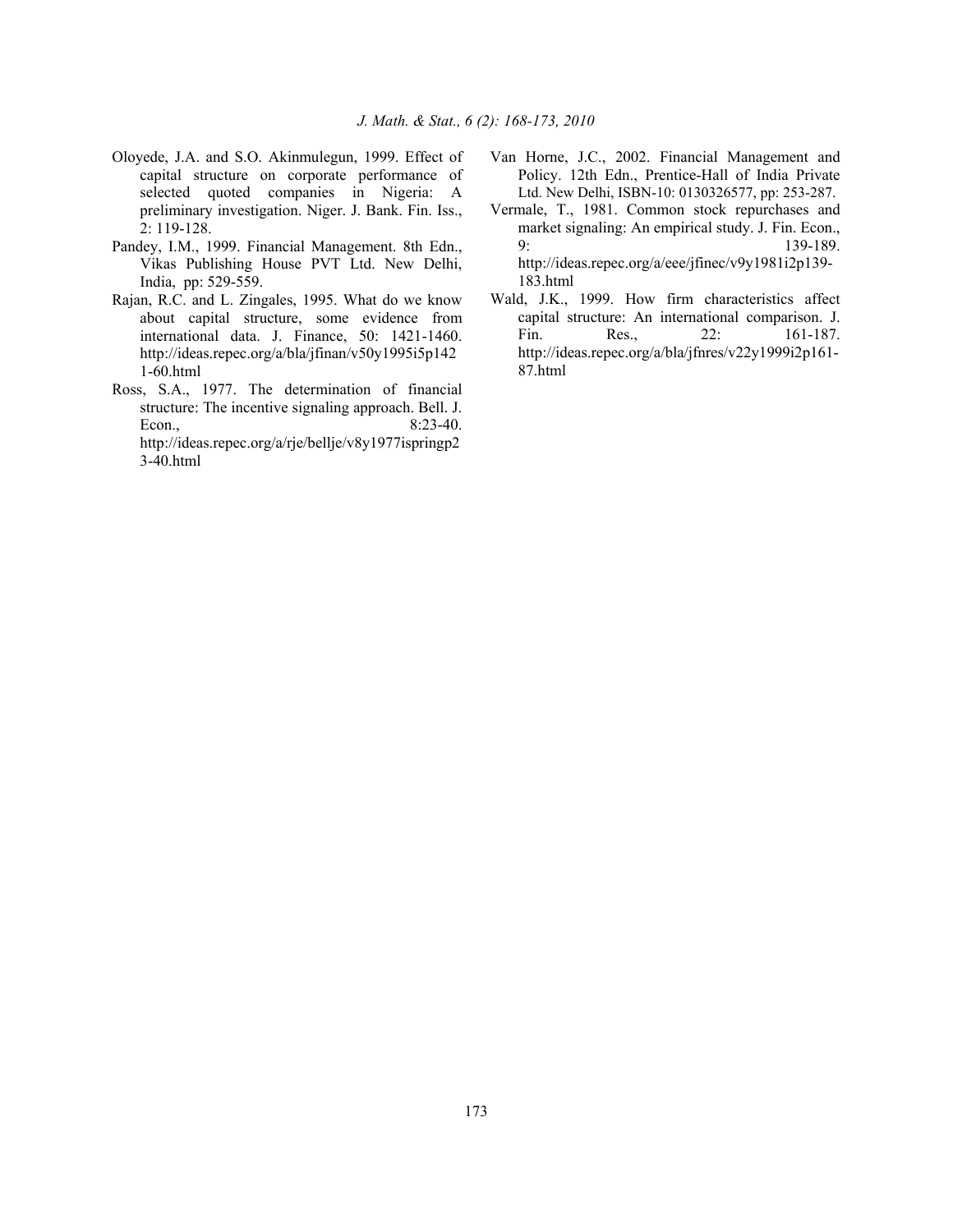Oloyede, J.A. and S.O. Akinmulegun, 1999. Effect of capital structure on corporate performance of selected quoted companies in Nigeria: A preliminary investigation. Niger. J. Bank. Fin. Iss., 2: 119-128.

Pandey, I.M., 1999. Financial Management. 8th Edn., Vikas Publishing House PVT Ltd. New Delhi, India, pp: 529-559.

Rajan, R.C. and L. Zingales, 1995. What do we know about capital structure, some evidence from international data. J. Finance, 50: 1421-1460. http://ideas.repec.org/a/bla/jfinan/v50y1995i5p1421-60.html

Ross, S.A., 1977. The determination of financial structure: The incentive signaling approach. Bell. J. Econ., 8:23-40. http://ideas.repec.org/a/rje/bellje/v8y1977ispringp23-40.html

Van Horne, J.C., 2002. Financial Management and Policy. 12th Edn., Prentice-Hall of India Private Ltd. New Delhi, ISBN-10: 0130326577, pp: 253-287.

Vermale, T., 1981. Common stock repurchases and market signaling: An empirical study. J. Fin. Econ., 9: 139-189. http://ideas.repec.org/a/eee/jfinec/v9y1981i2p139-183.html

Wald, J.K., 1999. How firm characteristics affect capital structure: An international comparison. J. Fin. Res., 22: 161-187. http://ideas.repec.org/a/bla/jfnres/v22y1999i2p161-87.html